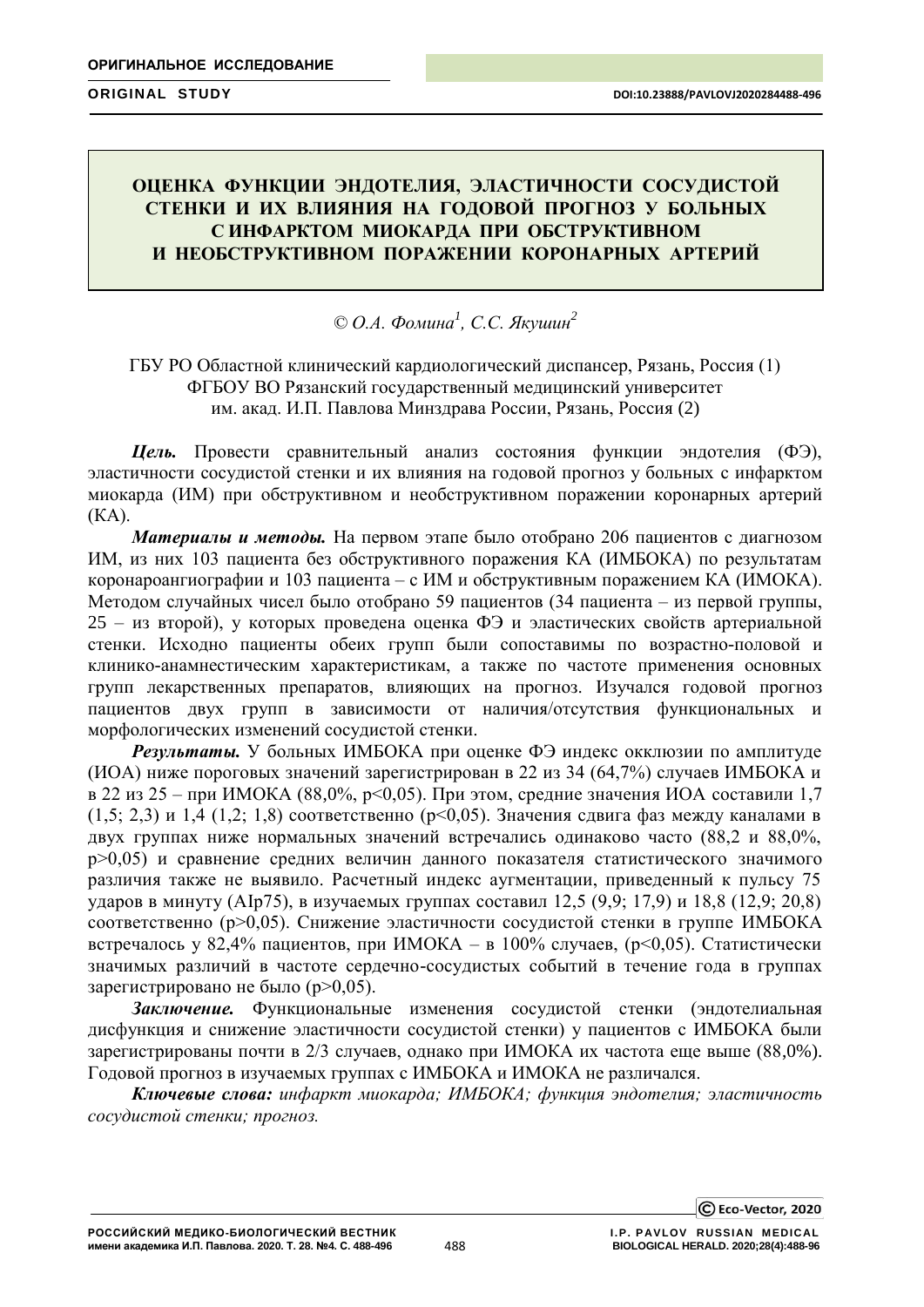ОРИГИНАЛЬНОЕ ИССЛЕДОВАНИЕ

ORIGINAL STUDY

DOI:10.23888/PAVLOVJ2020284488-496

# ОЦЕНКА ФУНКЦИИ ЭНДОТЕЛИЯ, ЭЛАСТИЧНОСТИ СОСУДИСТОЙ СТЕНКИ И ИХ ВЛИЯНИЯ НА ГОДОВОЙ ПРОГНОЗ У БОЛЬНЫХ С ИНФАРКТОМ МИОКАРДА ПРИ ОБСТРУКТИВНОМ И НЕОБСТРУКТИВНОМ ПОРАЖЕНИИ КОРОНАРНЫХ АРТЕРИЙ

*© О.А. Фомина[1], С.С. Якушин[2]*

ГБУ РО Областной клинический кардиологический диспансер, Рязань, Россия (1)
ФГБОУ ВО Рязанский государственный медицинский университет им. акад. И.П. Павлова Минздрава России, Рязань, Россия (2)

***Цель.*** Провести сравнительный анализ состояния функции эндотелия (ФЭ), эластичности сосудистой стенки и их влияния на годовой прогноз у больных с инфарктом миокарда (ИМ) при обструктивном и необструктивном поражении коронарных артерий (КА).

***Материалы и методы.*** На первом этапе было отобрано 206 пациентов с диагнозом ИМ, из них 103 пациента без обструктивного поражения КА (ИМБОКА) по результатам коронароангиографии и 103 пациента – с ИМ и обструктивным поражением КА (ИМОКА). Методом случайных чисел было отобрано 59 пациентов (34 пациента – из первой группы, 25 – из второй), у которых проведена оценка ФЭ и эластических свойств артериальной стенки. Исходно пациенты обеих групп были сопоставимы по возрастно-половой и клинико-анамнестическим характеристикам, а также по частоте применения основных групп лекарственных препаратов, влияющих на прогноз. Изучался годовой прогноз пациентов двух групп в зависимости от наличия/отсутствия функциональных и морфологических изменений сосудистой стенки.

***Результаты.*** У больных ИМБОКА при оценке ФЭ индекс окклюзии по амплитуде (ИОА) ниже пороговых значений зарегистрирован в 22 из 34 (64,7%) случаев ИМБОКА и в 22 из 25 – при ИМОКА (88,0%, $p<0,05$). При этом, средние значения ИОА составили 1,7 (1,5; 2,3) и 1,4 (1,2; 1,8) соответственно ($p<0,05$). Значения сдвига фаз между каналами в двух группах ниже нормальных значений встречались одинаково часто (88,2 и 88,0%, $p>0,05$) и сравнение средних величин данного показателя статистического значимого различия также не выявило. Расчетный индекс аугментации, приведенный к пульсу 75 ударов в минуту (AIp75), в изучаемых группах составил 12,5 (9,9; 17,9) и 18,8 (12,9; 20,8) соответственно ($p>0,05$). Снижение эластичности сосудистой стенки в группе ИМБОКА встречалось у 82,4% пациентов, при ИМОКА – в 100% случаев, ($p<0,05$). Статистически значимых различий в частоте сердечно-сосудистых событий в течение года в группах зарегистрировано не было ($p>0,05$).

***Заключение.*** Функциональные изменения сосудистой стенки (эндотелиальная дисфункция и снижение эластичности сосудистой стенки) у пациентов с ИМБОКА были зарегистрированы почти в 2/3 случаев, однако при ИМОКА их частота еще выше (88,0%). Годовой прогноз в изучаемых группах с ИМБОКА и ИМОКА не различался.

***Ключевые слова:*** *инфаркт миокарда; ИМБОКА; функция эндотелия; эластичность сосудистой стенки; прогноз.*

© Eco-Vector, 2020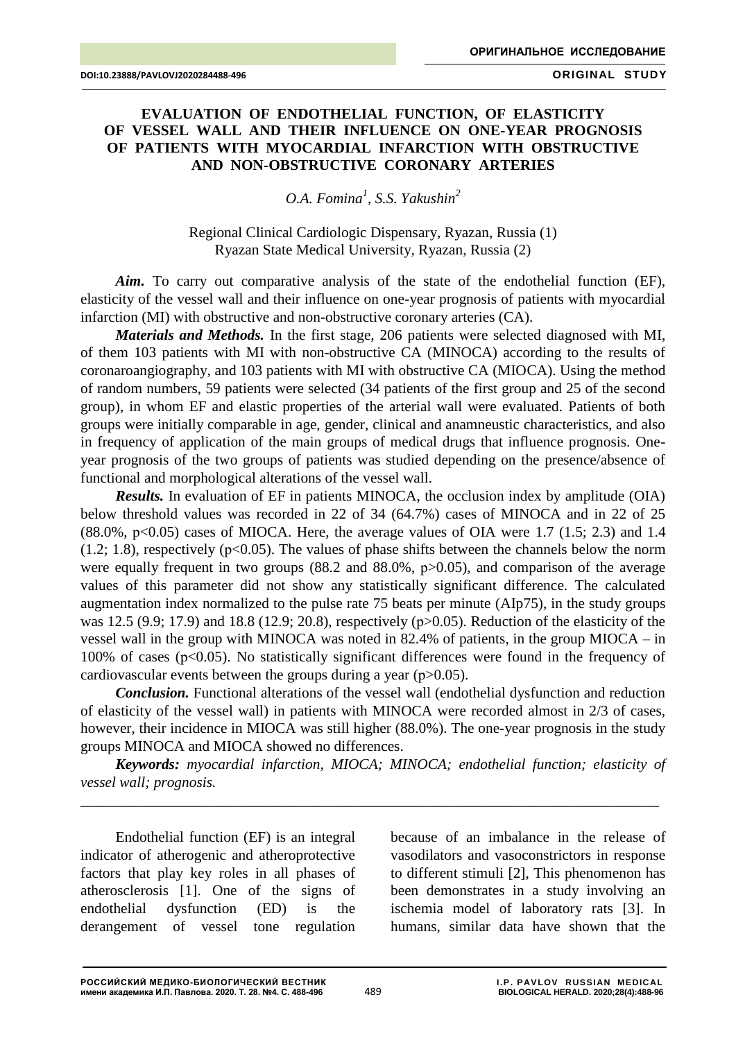# EVALUATION OF ENDOTHELIAL FUNCTION, OF ELASTICITY OF VESSEL WALL AND THEIR INFLUENCE ON ONE-YEAR PROGNOSIS OF PATIENTS WITH MYOCARDIAL INFARCTION WITH OBSTRUCTIVE AND NON-OBSTRUCTIVE CORONARY ARTERIES

*O.A. Fomina[1], S.S. Yakushin[2]*

Regional Clinical Cardiologic Dispensary, Ryazan, Russia (1)
Ryazan State Medical University, Ryazan, Russia (2)

***Aim.*** To carry out comparative analysis of the state of the endothelial function (EF), elasticity of the vessel wall and their influence on one-year prognosis of patients with myocardial infarction (MI) with obstructive and non-obstructive coronary arteries (CA).

***Materials and Methods.*** In the first stage, 206 patients were selected diagnosed with MI, of them 103 patients with MI with non-obstructive CA (MINOCA) according to the results of coronaroangiography, and 103 patients with MI with obstructive CA (MIOCA). Using the method of random numbers, 59 patients were selected (34 patients of the first group and 25 of the second group), in whom EF and elastic properties of the arterial wall were evaluated. Patients of both groups were initially comparable in age, gender, clinical and anamneustic characteristics, and also in frequency of application of the main groups of medical drugs that influence prognosis. One-year prognosis of the two groups of patients was studied depending on the presence/absence of functional and morphological alterations of the vessel wall.

***Results.*** In evaluation of EF in patients MINOCA, the occlusion index by amplitude (OIA) below threshold values was recorded in 22 of 34 (64.7%) cases of MINOCA and in 22 of 25 (88.0%, $p<0.05$) cases of MIOCA. Here, the average values of OIA were 1.7 (1.5; 2.3) and 1.4 (1.2; 1.8), respectively ($p<0.05$). The values of phase shifts between the channels below the norm were equally frequent in two groups (88.2 and 88.0%, $p>0.05$), and comparison of the average values of this parameter did not show any statistically significant difference. The calculated augmentation index normalized to the pulse rate 75 beats per minute (AIp75), in the study groups was 12.5 (9.9; 17.9) and 18.8 (12.9; 20.8), respectively ($p>0.05$). Reduction of the elasticity of the vessel wall in the group with MINOCA was noted in 82.4% of patients, in the group MIOCA – in 100% of cases ($p<0.05$). No statistically significant differences were found in the frequency of cardiovascular events between the groups during a year ($p>0.05$).

***Conclusion.*** Functional alterations of the vessel wall (endothelial dysfunction and reduction of elasticity of the vessel wall) in patients with MINOCA were recorded almost in 2/3 of cases, however, their incidence in MIOCA was still higher (88.0%). The one-year prognosis in the study groups MINOCA and MIOCA showed no differences.

***Keywords:*** *myocardial infarction, MIOCA; MINOCA; endothelial function; elasticity of vessel wall; prognosis.*

---

Endothelial function (EF) is an integral indicator of atherogenic and atheroprotective factors that play key roles in all phases of atherosclerosis [1]. One of the signs of endothelial dysfunction (ED) is the derangement of vessel tone regulation because of an imbalance in the release of vasodilators and vasoconstrictors in response to different stimuli [2], This phenomenon has been demonstrates in a study involving an ischemia model of laboratory rats [3]. In humans, similar data have shown that the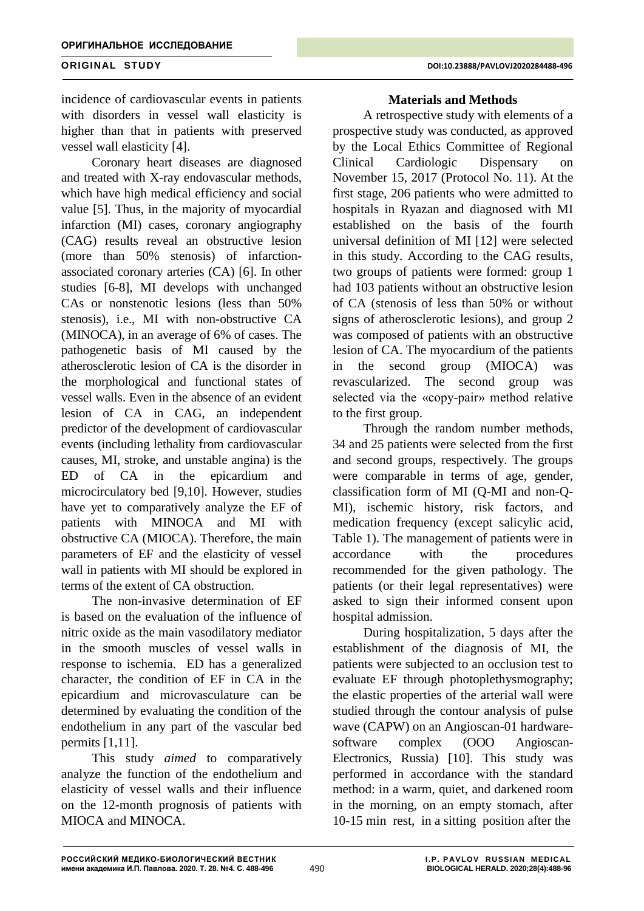incidence of cardiovascular events in patients with disorders in vessel wall elasticity is higher than that in patients with preserved vessel wall elasticity [4].

Coronary heart diseases are diagnosed and treated with X-ray endovascular methods, which have high medical efficiency and social value [5]. Thus, in the majority of myocardial infarction (MI) cases, coronary angiography (CAG) results reveal an obstructive lesion (more than 50% stenosis) of infarction-associated coronary arteries (CA) [6]. In other studies [6-8], MI develops with unchanged CAs or nonstenotic lesions (less than 50% stenosis), i.e., MI with non-obstructive CA (MINOCA), in an average of 6% of cases. The pathogenetic basis of MI caused by the atherosclerotic lesion of CA is the disorder in the morphological and functional states of vessel walls. Even in the absence of an evident lesion of CA in CAG, an independent predictor of the development of cardiovascular events (including lethality from cardiovascular causes, MI, stroke, and unstable angina) is the ED of CA in the epicardium and microcirculatory bed [9,10]. However, studies have yet to comparatively analyze the EF of patients with MINOCA and MI with obstructive CA (MIOCA). Therefore, the main parameters of EF and the elasticity of vessel wall in patients with MI should be explored in terms of the extent of CA obstruction.

The non-invasive determination of EF is based on the evaluation of the influence of nitric oxide as the main vasodilatory mediator in the smooth muscles of vessel walls in response to ischemia. ED has a generalized character, the condition of EF in CA in the epicardium and microvasculature can be determined by evaluating the condition of the endothelium in any part of the vascular bed permits [1,11].

This study *aimed* to comparatively analyze the function of the endothelium and elasticity of vessel walls and their influence on the 12-month prognosis of patients with MIOCA and MINOCA.

## Materials and Methods

A retrospective study with elements of a prospective study was conducted, as approved by the Local Ethics Committee of Regional Clinical Cardiologic Dispensary on November 15, 2017 (Protocol No. 11). At the first stage, 206 patients who were admitted to hospitals in Ryazan and diagnosed with MI established on the basis of the fourth universal definition of MI [12] were selected in this study. According to the CAG results, two groups of patients were formed: group 1 had 103 patients without an obstructive lesion of CA (stenosis of less than 50% or without signs of atherosclerotic lesions), and group 2 was composed of patients with an obstructive lesion of CA. The myocardium of the patients in the second group (MIOCA) was revascularized. The second group was selected via the «copy-pair» method relative to the first group.

Through the random number methods, 34 and 25 patients were selected from the first and second groups, respectively. The groups were comparable in terms of age, gender, classification form of MI (Q-MI and non-Q-MI), ischemic history, risk factors, and medication frequency (except salicylic acid, Table 1). The management of patients were in accordance with the procedures recommended for the given pathology. The patients (or their legal representatives) were asked to sign their informed consent upon hospital admission.

During hospitalization, 5 days after the establishment of the diagnosis of MI, the patients were subjected to an occlusion test to evaluate EF through photoplethysmography; the elastic properties of the arterial wall were studied through the contour analysis of pulse wave (CAPW) on an Angioscan-01 hardware-software complex (OOO Angioscan-Electronics, Russia) [10]. This study was performed in accordance with the standard method: in a warm, quiet, and darkened room in the morning, on an empty stomach, after 10-15 min rest, in a sitting position after the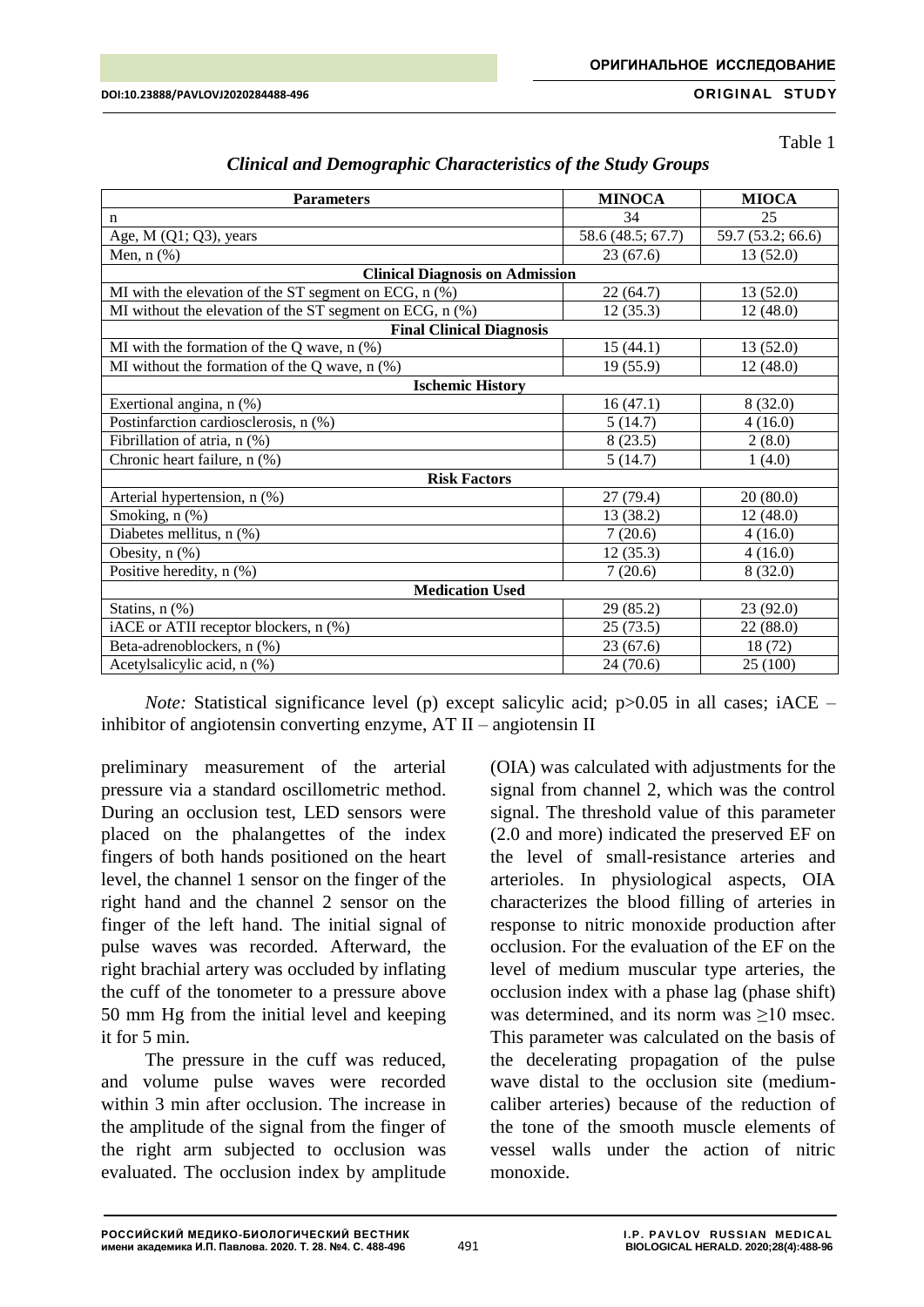Table 1

*Clinical and Demographic Characteristics of the Study Groups*

| Parameters | MINOCA | MIOCA |
|---|---|---|
| n | 34 | 25 |
| Age, M (Q1; Q3), years | 58.6 (48.5; 67.7) | 59.7 (53.2; 66.6) |
| Men, n (%) | 23 (67.6) | 13 (52.0) |
| **Clinical Diagnosis on Admission** | | |
| MI with the elevation of the ST segment on ECG, n (%) | 22 (64.7) | 13 (52.0) |
| MI without the elevation of the ST segment on ECG, n (%) | 12 (35.3) | 12 (48.0) |
| **Final Clinical Diagnosis** | | |
| MI with the formation of the Q wave, n (%) | 15 (44.1) | 13 (52.0) |
| MI without the formation of the Q wave, n (%) | 19 (55.9) | 12 (48.0) |
| **Ischemic History** | | |
| Exertional angina, n (%) | 16 (47.1) | 8 (32.0) |
| Postinfarction cardiosclerosis, n (%) | 5 (14.7) | 4 (16.0) |
| Fibrillation of atria, n (%) | 8 (23.5) | 2 (8.0) |
| Chronic heart failure, n (%) | 5 (14.7) | 1 (4.0) |
| **Risk Factors** | | |
| Arterial hypertension, n (%) | 27 (79.4) | 20 (80.0) |
| Smoking, n (%) | 13 (38.2) | 12 (48.0) |
| Diabetes mellitus, n (%) | 7 (20.6) | 4 (16.0) |
| Obesity, n (%) | 12 (35.3) | 4 (16.0) |
| Positive heredity, n (%) | 7 (20.6) | 8 (32.0) |
| **Medication Used** | | |
| Statins, n (%) | 29 (85.2) | 23 (92.0) |
| iACE or ATII receptor blockers, n (%) | 25 (73.5) | 22 (88.0) |
| Beta-adrenoblockers, n (%) | 23 (67.6) | 18 (72) |
| Acetylsalicylic acid, n (%) | 24 (70.6) | 25 (100) |

*Note:* Statistical significance level (p) except salicylic acid; $p>0.05$ in all cases; iACE – inhibitor of angiotensin converting enzyme, AT II – angiotensin II

preliminary measurement of the arterial pressure via a standard oscillometric method. During an occlusion test, LED sensors were placed on the phalangettes of the index fingers of both hands positioned on the heart level, the channel 1 sensor on the finger of the right hand and the channel 2 sensor on the finger of the left hand. The initial signal of pulse waves was recorded. Afterward, the right brachial artery was occluded by inflating the cuff of the tonometer to a pressure above 50 mm Hg from the initial level and keeping it for 5 min.

The pressure in the cuff was reduced, and volume pulse waves were recorded within 3 min after occlusion. The increase in the amplitude of the signal from the finger of the right arm subjected to occlusion was evaluated. The occlusion index by amplitude (OIA) was calculated with adjustments for the signal from channel 2, which was the control signal. The threshold value of this parameter (2.0 and more) indicated the preserved EF on the level of small-resistance arteries and arterioles. In physiological aspects, OIA characterizes the blood filling of arteries in response to nitric monoxide production after occlusion. For the evaluation of the EF on the level of medium muscular type arteries, the occlusion index with a phase lag (phase shift) was determined, and its norm was ≥10 msec. This parameter was calculated on the basis of the decelerating propagation of the pulse wave distal to the occlusion site (medium-caliber arteries) because of the reduction of the tone of the smooth muscle elements of vessel walls under the action of nitric monoxide.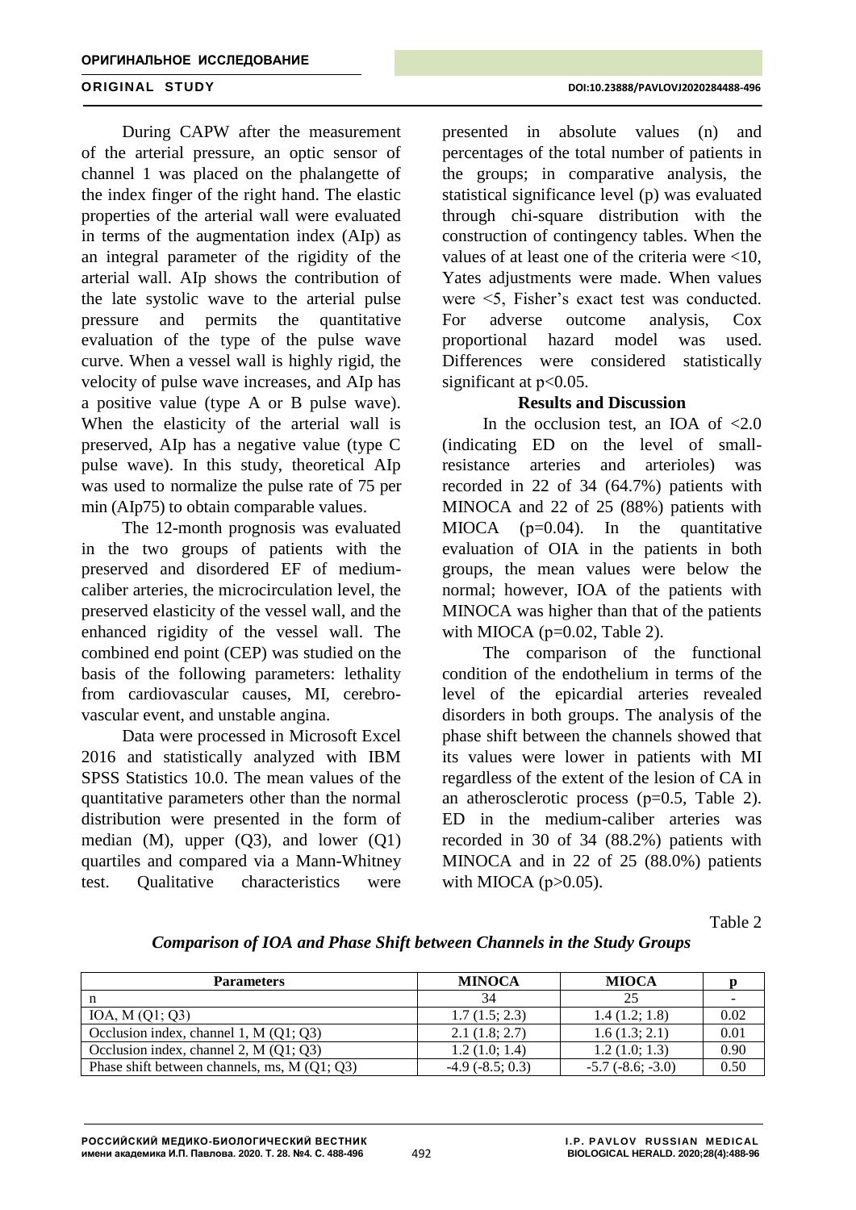During CAPW after the measurement of the arterial pressure, an optic sensor of channel 1 was placed on the phalangette of the index finger of the right hand. The elastic properties of the arterial wall were evaluated in terms of the augmentation index (AIp) as an integral parameter of the rigidity of the arterial wall. AIp shows the contribution of the late systolic wave to the arterial pulse pressure and permits the quantitative evaluation of the type of the pulse wave curve. When a vessel wall is highly rigid, the velocity of pulse wave increases, and AIp has a positive value (type A or B pulse wave). When the elasticity of the arterial wall is preserved, AIp has a negative value (type C pulse wave). In this study, theoretical AIp was used to normalize the pulse rate of 75 per min (AIp75) to obtain comparable values.

The 12-month prognosis was evaluated in the two groups of patients with the preserved and disordered EF of medium-caliber arteries, the microcirculation level, the preserved elasticity of the vessel wall, and the enhanced rigidity of the vessel wall. The combined end point (CEP) was studied on the basis of the following parameters: lethality from cardiovascular causes, MI, cerebro-vascular event, and unstable angina.

Data were processed in Microsoft Excel 2016 and statistically analyzed with IBM SPSS Statistics 10.0. The mean values of the quantitative parameters other than the normal distribution were presented in the form of median (M), upper (Q3), and lower (Q1) quartiles and compared via a Mann-Whitney test. Qualitative characteristics were presented in absolute values (n) and percentages of the total number of patients in the groups; in comparative analysis, the statistical significance level (p) was evaluated through chi-square distribution with the construction of contingency tables. When the values of at least one of the criteria were <10, Yates adjustments were made. When values were <5, Fisher's exact test was conducted. For adverse outcome analysis, Cox proportional hazard model was used. Differences were considered statistically significant at $p<0.05$.

## Results and Discussion

In the occlusion test, an IOA of <2.0 (indicating ED on the level of small-resistance arteries and arterioles) was recorded in 22 of 34 (64.7%) patients with MINOCA and 22 of 25 (88%) patients with MIOCA ($p=0.04$). In the quantitative evaluation of OIA in the patients in both groups, the mean values were below the normal; however, IOA of the patients with MINOCA was higher than that of the patients with MIOCA ($p=0.02$, Table 2).

The comparison of the functional condition of the endothelium in terms of the level of the epicardial arteries revealed disorders in both groups. The analysis of the phase shift between the channels showed that its values were lower in patients with MI regardless of the extent of the lesion of CA in an atherosclerotic process ($p=0.5$, Table 2). ED in the medium-caliber arteries was recorded in 30 of 34 (88.2%) patients with MINOCA and in 22 of 25 (88.0%) patients with MIOCA ($p>0.05$).

Table 2

*Comparison of IOA and Phase Shift between Channels in the Study Groups*

| Parameters | MINOCA | MIOCA | p |
|---|---|---|---|
| n | 34 | 25 | - |
| IOA, M (Q1; Q3) | 1.7 (1.5; 2.3) | 1.4 (1.2; 1.8) | 0.02 |
| Occlusion index, channel 1, M (Q1; Q3) | 2.1 (1.8; 2.7) | 1.6 (1.3; 2.1) | 0.01 |
| Occlusion index, channel 2, M (Q1; Q3) | 1.2 (1.0; 1.4) | 1.2 (1.0; 1.3) | 0.90 |
| Phase shift between channels, ms, M (Q1; Q3) | -4.9 (-8.5; 0.3) | -5.7 (-8.6; -3.0) | 0.50 |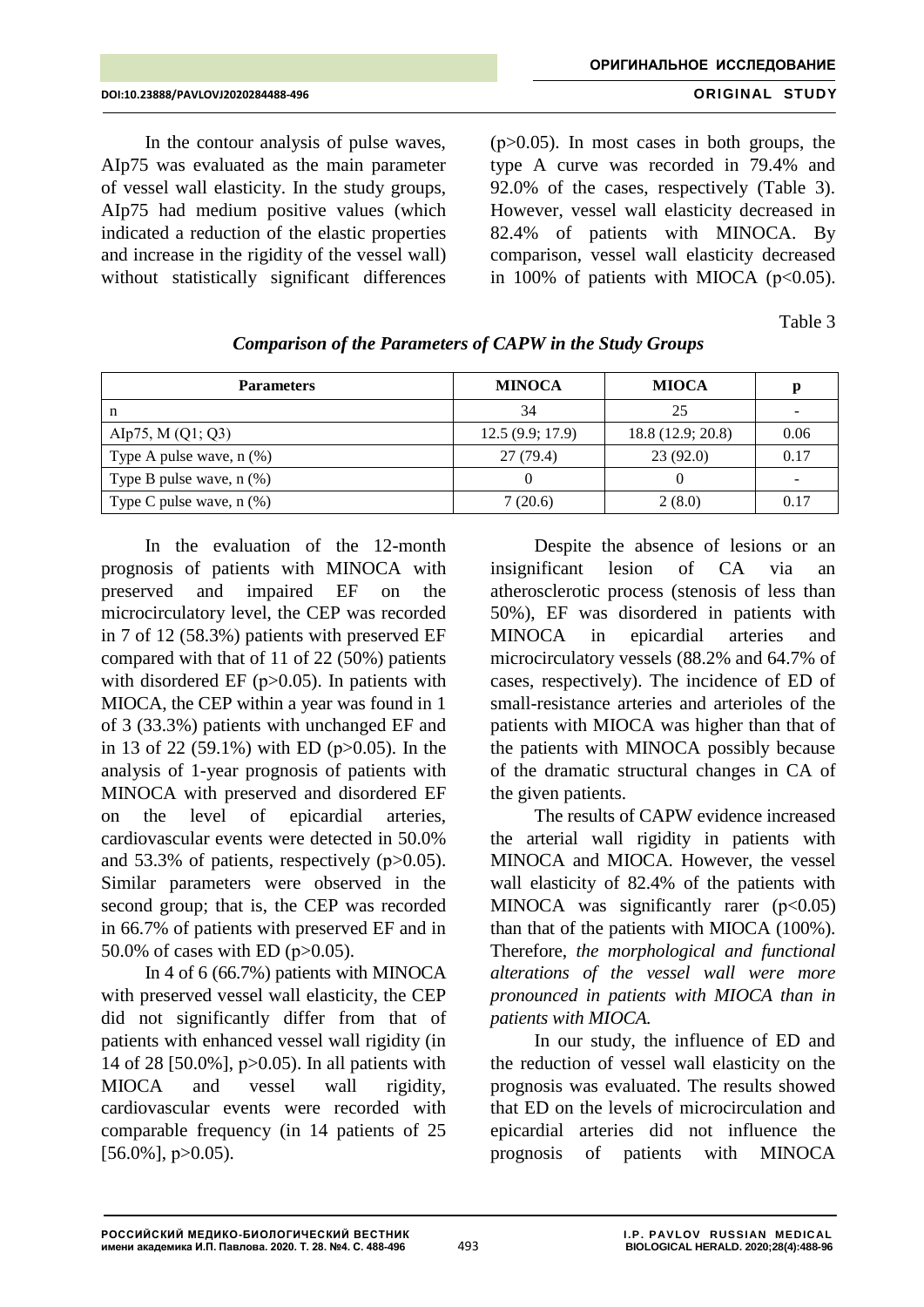In the contour analysis of pulse waves, AIp75 was evaluated as the main parameter of vessel wall elasticity. In the study groups, AIp75 had medium positive values (which indicated a reduction of the elastic properties and increase in the rigidity of the vessel wall) without statistically significant differences ($p>0.05$). In most cases in both groups, the type A curve was recorded in 79.4% and 92.0% of the cases, respectively (Table 3). However, vessel wall elasticity decreased in 82.4% of patients with MINOCA. By comparison, vessel wall elasticity decreased in 100% of patients with MIOCA ($p<0.05$).

Table 3

*Comparison of the Parameters of CAPW in the Study Groups*

| Parameters | MINOCA | MIOCA | p |
|---|---|---|---|
| n | 34 | 25 | - |
| AIp75, M (Q1; Q3) | 12.5 (9.9; 17.9) | 18.8 (12.9; 20.8) | 0.06 |
| Type A pulse wave, n (%) | 27 (79.4) | 23 (92.0) | 0.17 |
| Type B pulse wave, n (%) | 0 | 0 | - |
| Type C pulse wave, n (%) | 7 (20.6) | 2 (8.0) | 0.17 |

In the evaluation of the 12-month prognosis of patients with MINOCA with preserved and impaired EF on the microcirculatory level, the CEP was recorded in 7 of 12 (58.3%) patients with preserved EF compared with that of 11 of 22 (50%) patients with disordered EF ($p>0.05$). In patients with MIOCA, the CEP within a year was found in 1 of 3 (33.3%) patients with unchanged EF and in 13 of 22 (59.1%) with ED ($p>0.05$). In the analysis of 1-year prognosis of patients with MINOCA with preserved and disordered EF on the level of epicardial arteries, cardiovascular events were detected in 50.0% and 53.3% of patients, respectively ($p>0.05$). Similar parameters were observed in the second group; that is, the CEP was recorded in 66.7% of patients with preserved EF and in 50.0% of cases with ED ($p>0.05$).

In 4 of 6 (66.7%) patients with MINOCA with preserved vessel wall elasticity, the CEP did not significantly differ from that of patients with enhanced vessel wall rigidity (in 14 of 28 [50.0%], $p>0.05$). In all patients with MIOCA and vessel wall rigidity, cardiovascular events were recorded with comparable frequency (in 14 patients of 25 [56.0%], $p>0.05$).

Despite the absence of lesions or an insignificant lesion of CA via an atherosclerotic process (stenosis of less than 50%), EF was disordered in patients with MINOCA in epicardial arteries and microcirculatory vessels (88.2% and 64.7% of cases, respectively). The incidence of ED of small-resistance arteries and arterioles of the patients with MIOCA was higher than that of the patients with MINOCA possibly because of the dramatic structural changes in CA of the given patients.

The results of CAPW evidence increased the arterial wall rigidity in patients with MINOCA and MIOCA. However, the vessel wall elasticity of 82.4% of the patients with MINOCA was significantly rarer ($p<0.05$) than that of the patients with MIOCA (100%). Therefore, *the morphological and functional alterations of the vessel wall were more pronounced in patients with MIOCA than in patients with MIOCA.*

In our study, the influence of ED and the reduction of vessel wall elasticity on the prognosis was evaluated. The results showed that ED on the levels of microcirculation and epicardial arteries did not influence the prognosis of patients with MINOCA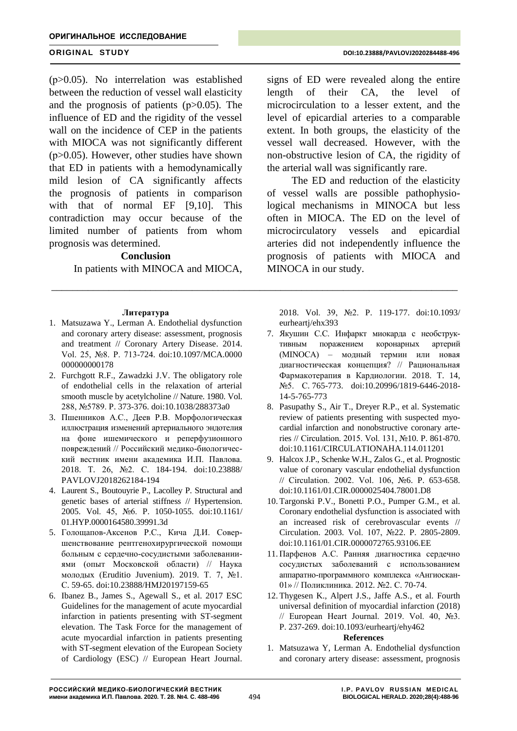(p>0.05). No interrelation was established between the reduction of vessel wall elasticity and the prognosis of patients (p>0.05). The influence of ED and the rigidity of the vessel wall on the incidence of CEP in the patients with MIOCA was not significantly different (p>0.05). However, other studies have shown that ED in patients with a hemodynamically mild lesion of CA significantly affects the prognosis of patients in comparison with that of normal EF [9,10]. This contradiction may occur because of the limited number of patients from whom prognosis was determined.

## Conclusion

In patients with MINOCA and MIOCA, signs of ED were revealed along the entire length of their CA, the level of microcirculation to a lesser extent, and the level of epicardial arteries to a comparable extent. In both groups, the elasticity of the vessel wall decreased. However, with the non-obstructive lesion of CA, the rigidity of the arterial wall was significantly rare.

The ED and reduction of the elasticity of vessel walls are possible pathophysiological mechanisms in MINOCA but less often in MIOCA. The ED on the level of microcirculatory vessels and epicardial arteries did not independently influence the prognosis of patients with MIOCA and MINOCA in our study.

---

## Литература

1. Matsuzawa Y., Lerman A. Endothelial dysfunction and coronary artery disease: assessment, prognosis and treatment // Coronary Artery Disease. 2014. Vol. 25, №8. P. 713-724. doi:10.1097/MCA.0000000000000178
2. Furchgott R.F., Zawadzki J.V. The obligatory role of endothelial cells in the relaxation of arterial smooth muscle by acetylcholine // Nature. 1980. Vol. 288, №5789. P. 373-376. doi:10.1038/288373a0
3. Пшенников А.С., Деев Р.В. Морфологическая иллюстрация изменений артериального эндотелия на фоне ишемического и реперфузионного повреждений // Российский медико-биологический вестник имени академика И.П. Павлова. 2018. Т. 26, №2. С. 184-194. doi:10.23888/PAVLOVJ2018262184-194
4. Laurent S., Boutouyrie P., Lacolley P. Structural and genetic bases of arterial stiffness // Hypertension. 2005. Vol. 45, №6. P. 1050-1055. doi:10.1161/01.HYP.0000164580.39991.3d
5. Голощапов-Аксенов Р.С., Кича Д.И. Совершенствование рентгенохирургической помощи больным с сердечно-сосудистыми заболеваниями (опыт Московской области) // Наука молодых (Eruditio Juvenium). 2019. Т. 7, №1. С. 59-65. doi:10.23888/HMJ20197159-65
6. Ibanez B., James S., Agewall S., et al. 2017 ESC Guidelines for the management of acute myocardial infarction in patients presenting with ST-segment elevation. The Task Force for the management of acute myocardial infarction in patients presenting with ST-segment elevation of the European Society of Cardiology (ESC) // European Heart Journal. 2018. Vol. 39, №2. P. 119-177. doi:10.1093/eurheartj/ehx393
7. Якушин С.С. Инфаркт миокарда с необструктивным поражением коронарных артерий (MINOCA) – модный термин или новая диагностическая концепция? // Рациональная Фармакотерапия в Кардиологии. 2018. Т. 14, №5. С. 765-773. doi:10.20996/1819-6446-2018-14-5-765-773
8. Pasupathy S., Air T., Dreyer R.P., et al. Systematic review of patients presenting with suspected myocardial infarction and nonobstructive coronary arteries // Circulation. 2015. Vol. 131, №10. P. 861-870. doi:10.1161/CIRCULATIONAHA.114.011201
9. Halcox J.P., Schenke W.H., Zalos G., et al. Prognostic value of coronary vascular endothelial dysfunction // Circulation. 2002. Vol. 106, №6. P. 653-658. doi:10.1161/01.CIR.0000025404.78001.D8
10. Targonski P.V., Bonetti P.O., Pumper G.M., et al. Coronary endothelial dysfunction is associated with an increased risk of cerebrovascular events // Circulation. 2003. Vol. 107, №22. P. 2805-2809. doi:10.1161/01.CIR.0000072765.93106.EE
11. Парфенов А.С. Ранняя диагностика сердечно сосудистых заболеваний с использованием аппаратно-программного комплекса «Ангиоскан-01» // Поликлиника. 2012. №2. С. 70-74.
12. Thygesen K., Alpert J.S., Jaffe A.S., et al. Fourth universal definition of myocardial infarction (2018) // European Heart Journal. 2019. Vol. 40, №3. P. 237-269. doi:10.1093/eurheartj/ehy462

## References

1. Matsuzawa Y, Lerman A. Endothelial dysfunction and coronary artery disease: assessment, prognosis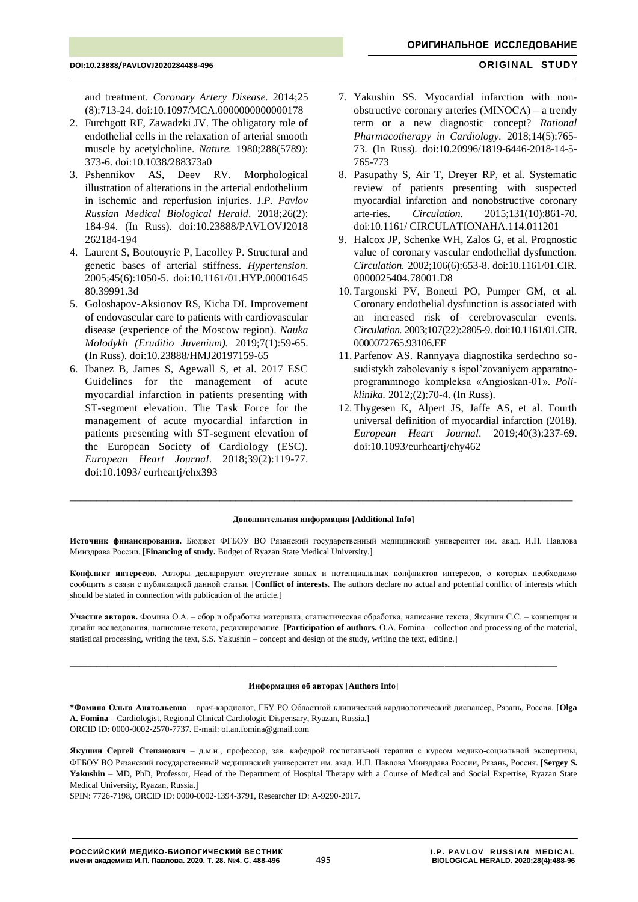and treatment. *Coronary Artery Disease.* 2014;25 (8):713-24. doi:10.1097/MCA.0000000000000178

2. Furchgott RF, Zawadzki JV. The obligatory role of endothelial cells in the relaxation of arterial smooth muscle by acetylcholine. *Nature.* 1980;288(5789): 373-6. doi:10.1038/288373a0
3. Pshennikov AS, Deev RV. Morphological illustration of alterations in the arterial endothelium in ischemic and reperfusion injuries. *I.P. Pavlov Russian Medical Biological Herald*. 2018;26(2): 184-94. (In Russ). doi:10.23888/PAVLOVJ2018262184-194
4. Laurent S, Boutouyrie P, Lacolley P. Structural and genetic bases of arterial stiffness. *Hypertension*. 2005;45(6):1050-5. doi:10.1161/01.HYP.0000164580.39991.3d
5. Goloshapov-Aksionov RS, Kicha DI. Improvement of endovascular care to patients with cardiovascular disease (experience of the Moscow region). *Nauka Molodykh (Eruditio Juvenium).* 2019;7(1):59-65. (In Russ). doi:10.23888/HMJ20197159-65
6. Ibanez B, James S, Agewall S, et al. 2017 ESC Guidelines for the management of acute myocardial infarction in patients presenting with ST-segment elevation. The Task Force for the management of acute myocardial infarction in patients presenting with ST-segment elevation of the European Society of Cardiology (ESC). *European Heart Journal*. 2018;39(2):119-77. doi:10.1093/ eurheartj/ehx393
7. Yakushin SS. Myocardial infarction with non-obstructive coronary arteries (MINOCA) – a trendy term or a new diagnostic concept? *Rational Pharmacotherapy in Cardiology.* 2018;14(5):765-73. (In Russ). doi:10.20996/1819-6446-2018-14-5-765-773
8. Pasupathy S, Air T, Dreyer RP, et al. Systematic review of patients presenting with suspected myocardial infarction and nonobstructive coronary arte-ries. *Circulation.* 2015;131(10):861-70. doi:10.1161/ CIRCULATIONAHA.114.011201
9. Halcox JP, Schenke WH, Zalos G, et al. Prognostic value of coronary vascular endothelial dysfunction. *Circulation.* 2002;106(6):653-8. doi:10.1161/01.CIR.0000025404.78001.D8
10. Targonski PV, Bonetti PO, Pumper GM, et al. Coronary endothelial dysfunction is associated with an increased risk of cerebrovascular events. *Circulation.* 2003;107(22):2805-9. doi:10.1161/01.CIR.0000072765.93106.EE
11. Parfenov AS. Rannyaya diagnostika serdechno so-sudistykh zabolevaniy s ispol'zovaniyem apparatno-programmnogo kompleksa «Angioskan-01». *Poli-klinika.* 2012;(2):70-4. (In Russ).
12. Thygesen K, Alpert JS, Jaffe AS, et al. Fourth universal definition of myocardial infarction (2018). *European Heart Journal*. 2019;40(3):237-69. doi:10.1093/eurheartj/ehy462

---

**Дополнительная информация [Additional Info]**

**Источник финансирования.** Бюджет ФГБОУ ВО Рязанский государственный медицинский университет им. акад. И.П. Павлова Минздрава России. [**Financing of study.** Budget of Ryazan State Medical University.]

**Конфликт интересов.** Авторы декларируют отсутствие явных и потенциальных конфликтов интересов, о которых необходимо сообщить в связи с публикацией данной статьи. [**Conflict of interests.** The authors declare no actual and potential conflict of interests which should be stated in connection with publication of the article.]

**Участие авторов.** Фомина О.А. – сбор и обработка материала, статистическая обработка, написание текста, Якушин С.С. – концепция и дизайн исследования, написание текста, редактирование. [**Participation of authors.** O.A. Fomina – collection and processing of the material, statistical processing, writing the text, S.S. Yakushin – concept and design of the study, writing the text, editing.]

---

**Информация об авторах** [**Authors Info**]

***Фомина Ольга Анатольевна** – врач-кардиолог, ГБУ РО Областной клинический кардиологический диспансер, Рязань, Россия. [**Olga A. Fomina** – Cardiologist, Regional Clinical Cardiologic Dispensary, Ryazan, Russia.]
ORCID ID: 0000-0002-2570-7737. E-mail: ol.an.fomina@gmail.com

**Якушин Сергей Степанович** – д.м.н., профессор, зав. кафедрой госпитальной терапии с курсом медико-социальной экспертизы, ФГБОУ ВО Рязанский государственный медицинский университет им. акад. И.П. Павлова Минздрава России, Рязань, Россия. [**Sergey S. Yakushin** – MD, PhD, Professor, Head of the Department of Hospital Therapy with a Course of Medical and Social Expertise, Ryazan State Medical University, Ryazan, Russia.]
SPIN: 7726-7198, ORCID ID: 0000-0002-1394-3791, Researcher ID: A-9290-2017.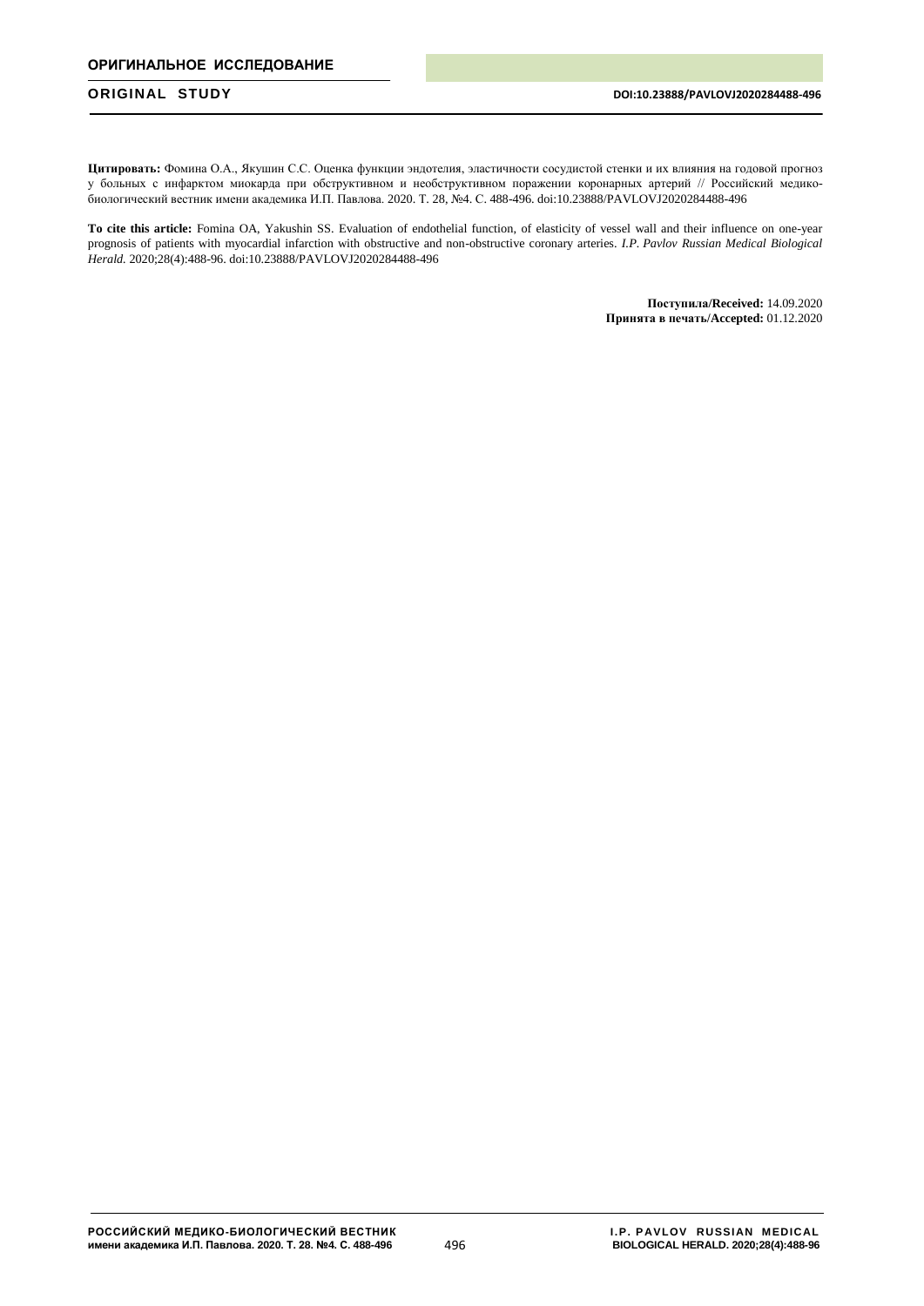**Цитировать:** Фомина О.А., Якушин С.С. Оценка функции эндотелия, эластичности сосудистой стенки и их влияния на годовой прогноз у больных с инфарктом миокарда при обструктивном и необструктивном поражении коронарных артерий // Российский медико-биологический вестник имени академика И.П. Павлова. 2020. Т. 28, №4. С. 488-496. doi:10.23888/PAVLOVJ2020284488-496

**To cite this article:** Fomina OA, Yakushin SS. Evaluation of endothelial function, of elasticity of vessel wall and their influence on one-year prognosis of patients with myocardial infarction with obstructive and non-obstructive coronary arteries. *I.P. Pavlov Russian Medical Biological Herald.* 2020;28(4):488-96. doi:10.23888/PAVLOVJ2020284488-496

**Поступила/Received:** 14.09.2020
**Принята в печать/Accepted:** 01.12.2020